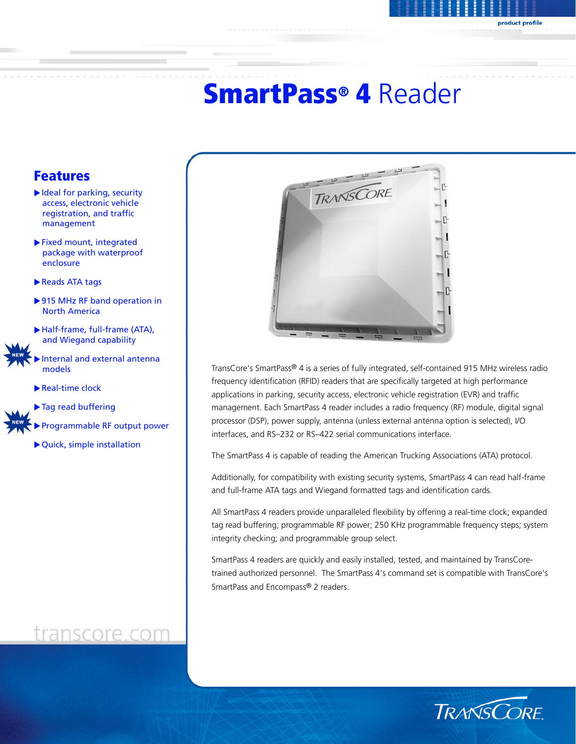product profile

# SmartPass® 4 Reader

## Features

- Ideal for parking, security access, electronic vehicle registration, and traffic management
- Fixed mount, integrated package with waterproof enclosure
- Reads ATA tags
- 915 MHz RF band operation in North America
- Half-frame, full-frame (ATA), and Wiegand capability
- NEW Internal and external antenna models
- Real-time clock
- Tag read buffering
- NEW Programmable RF output power
- Quick, simple installation

TransCore's SmartPass® 4 is a series of fully integrated, self-contained 915 MHz wireless radio frequency identification (RFID) readers that are specifically targeted at high performance applications in parking, security access, electronic vehicle registration (EVR) and traffic management. Each SmartPass 4 reader includes a radio frequency (RF) module, digital signal processor (DSP), power supply, antenna (unless external antenna option is selected), I/O interfaces, and RS–232 or RS–422 serial communications interface.

The SmartPass 4 is capable of reading the American Trucking Associations (ATA) protocol.

Additionally, for compatibility with existing security systems, SmartPass 4 can read half-frame and full-frame ATA tags and Wiegand formatted tags and identification cards.

All SmartPass 4 readers provide unparalleled flexibility by offering a real-time clock; expanded tag read buffering; programmable RF power; 250 KHz programmable frequency steps; system integrity checking; and programmable group select.

SmartPass 4 readers are quickly and easily installed, tested, and maintained by TransCore-trained authorized personnel. The SmartPass 4's command set is compatible with TransCore's SmartPass and Encompass® 2 readers.

transcore.com

TRANSCORE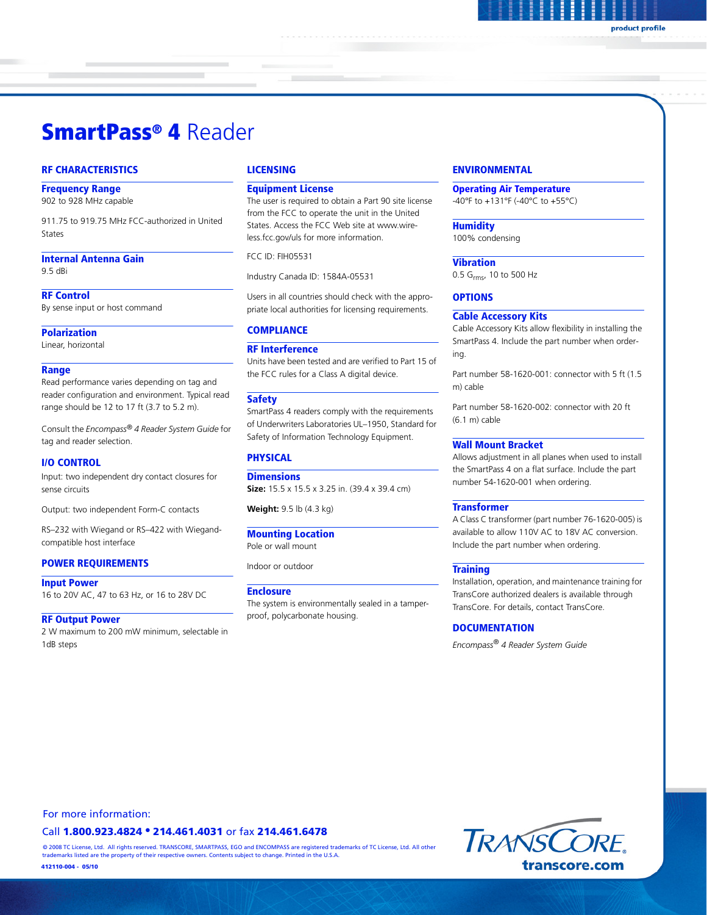# SmartPass® 4 Reader

## RF CHARACTERISTICS

### Frequency Range

902 to 928 MHz capable

911.75 to 919.75 MHz FCC-authorized in United States

### Internal Antenna Gain

9.5 dBi

### RF Control

By sense input or host command

### Polarization

Linear, horizontal

### Range

Read performance varies depending on tag and reader configuration and environment. Typical read range should be 12 to 17 ft (3.7 to 5.2 m).

Consult the *Encompass® 4 Reader System Guide* for tag and reader selection.

## I/O CONTROL

Input: two independent dry contact closures for sense circuits

Output: two independent Form-C contacts

RS–232 with Wiegand or RS–422 with Wiegand-compatible host interface

## POWER REQUIREMENTS

### Input Power

16 to 20V AC, 47 to 63 Hz, or 16 to 28V DC

### RF Output Power

2 W maximum to 200 mW minimum, selectable in 1dB steps

## LICENSING

### Equipment License

The user is required to obtain a Part 90 site license from the FCC to operate the unit in the United States. Access the FCC Web site at www.wireless.fcc.gov/uls for more information.

FCC ID: FIH05531

Industry Canada ID: 1584A-05531

Users in all countries should check with the appropriate local authorities for licensing requirements.

## COMPLIANCE

### RF Interference

Units have been tested and are verified to Part 15 of the FCC rules for a Class A digital device.

### Safety

SmartPass 4 readers comply with the requirements of Underwriters Laboratories UL–1950, Standard for Safety of Information Technology Equipment.

## PHYSICAL

### Dimensions

**Size:** 15.5 x 15.5 x 3.25 in. (39.4 x 39.4 cm)

**Weight:** 9.5 lb (4.3 kg)

### Mounting Location

Pole or wall mount

Indoor or outdoor

### Enclosure

The system is environmentally sealed in a tamper-proof, polycarbonate housing.

## ENVIRONMENTAL

### Operating Air Temperature

-40°F to +131°F (-40°C to +55°C)

### Humidity

100% condensing

### Vibration

0.5 $G_{rms}$, 10 to 500 Hz

## OPTIONS

### Cable Accessory Kits

Cable Accessory Kits allow flexibility in installing the SmartPass 4. Include the part number when ordering.

Part number 58-1620-001: connector with 5 ft (1.5 m) cable

Part number 58-1620-002: connector with 20 ft (6.1 m) cable

### Wall Mount Bracket

Allows adjustment in all planes when used to install the SmartPass 4 on a flat surface. Include the part number 54-1620-001 when ordering.

### Transformer

A Class C transformer (part number 76-1620-005) is available to allow 110V AC to 18V AC conversion. Include the part number when ordering.

### Training

Installation, operation, and maintenance training for TransCore authorized dealers is available through TransCore. For details, contact TransCore.

## DOCUMENTATION

*Encompass® 4 Reader System Guide*

For more information:

Call **1.800.923.4824** • **214.461.4031** or fax **214.461.6478**

© 2008 TC License, Ltd. All rights reserved. TRANSCORE, SMARTPASS, EGO and ENCOMPASS are registered trademarks of TC License, Ltd. All other trademarks listed are the property of their respective owners. Contents subject to change. Printed in the U.S.A.

412110-004 - 05/10

TRANSCORE

transcore.com